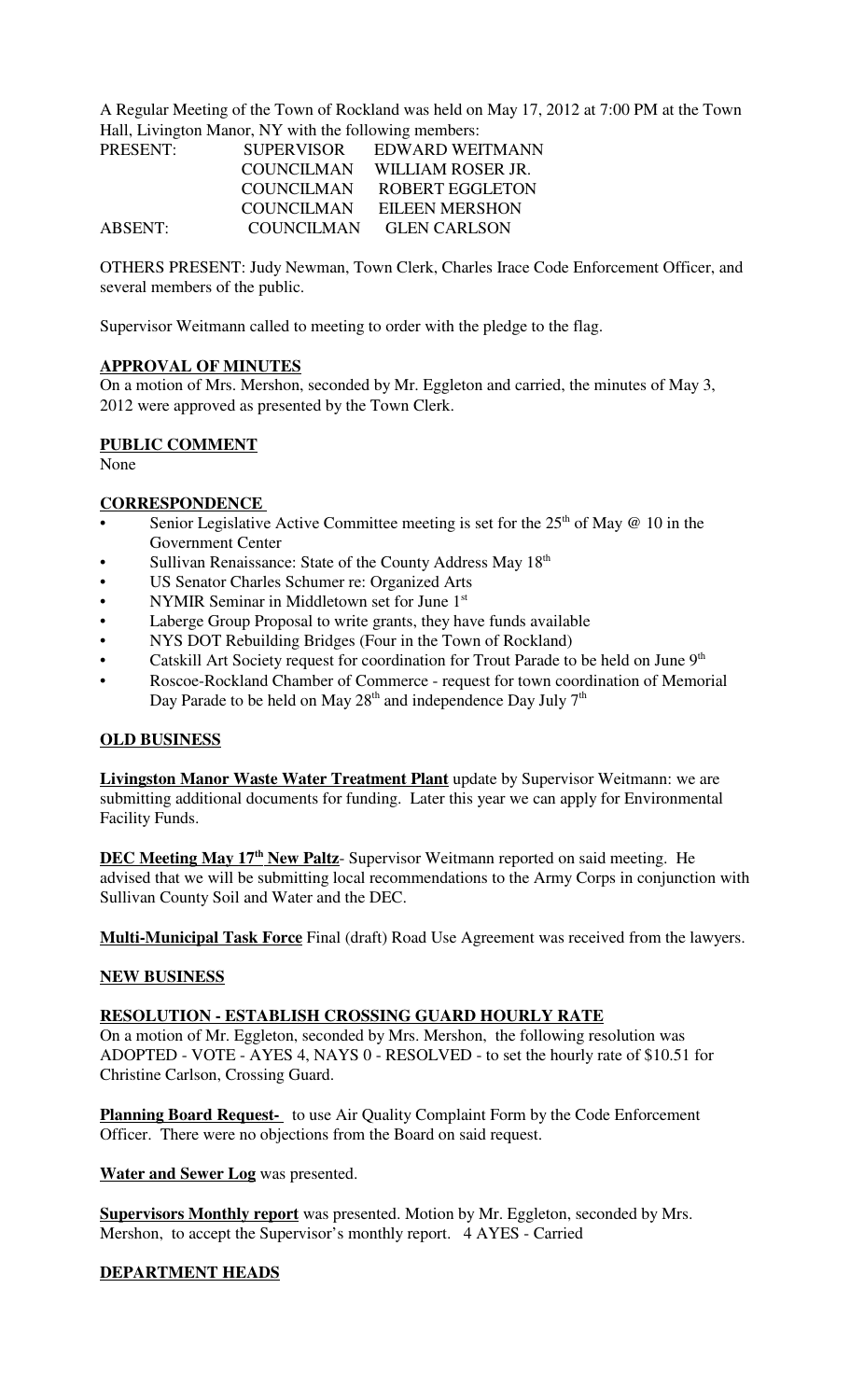A Regular Meeting of the Town of Rockland was held on May 17, 2012 at 7:00 PM at the Town Hall, Livington Manor, NY with the following members:

| | | |
|---|---|---|
| PRESENT: | SUPERVISOR | EDWARD WEITMANN |
| | COUNCILMAN | WILLIAM ROSER JR. |
| | COUNCILMAN | ROBERT EGGLETON |
| | COUNCILMAN | EILEEN MERSHON |
| ABSENT: | COUNCILMAN | GLEN CARLSON |

OTHERS PRESENT: Judy Newman, Town Clerk, Charles Irace Code Enforcement Officer, and several members of the public.

Supervisor Weitmann called to meeting to order with the pledge to the flag.

## APPROVAL OF MINUTES

On a motion of Mrs. Mershon, seconded by Mr. Eggleton and carried, the minutes of May 3, 2012 were approved as presented by the Town Clerk.

## PUBLIC COMMENT

None

## CORRESPONDENCE

- Senior Legislative Active Committee meeting is set for the 25th of May @ 10 in the Government Center
- Sullivan Renaissance: State of the County Address May 18th
- US Senator Charles Schumer re: Organized Arts
- NYMIR Seminar in Middletown set for June 1st
- Laberge Group Proposal to write grants, they have funds available
- NYS DOT Rebuilding Bridges (Four in the Town of Rockland)
- Catskill Art Society request for coordination for Trout Parade to be held on June 9th
- Roscoe-Rockland Chamber of Commerce - request for town coordination of Memorial Day Parade to be held on May 28th and independence Day July 7th

## OLD BUSINESS

**Livingston Manor Waste Water Treatment Plant** update by Supervisor Weitmann: we are submitting additional documents for funding. Later this year we can apply for Environmental Facility Funds.

**DEC Meeting May 17th New Paltz**- Supervisor Weitmann reported on said meeting. He advised that we will be submitting local recommendations to the Army Corps in conjunction with Sullivan County Soil and Water and the DEC.

**Multi-Municipal Task Force** Final (draft) Road Use Agreement was received from the lawyers.

## NEW BUSINESS

### RESOLUTION - ESTABLISH CROSSING GUARD HOURLY RATE

On a motion of Mr. Eggleton, seconded by Mrs. Mershon, the following resolution was ADOPTED - VOTE - AYES 4, NAYS 0 - RESOLVED - to set the hourly rate of $10.51 for Christine Carlson, Crossing Guard.

**Planning Board Request-** to use Air Quality Complaint Form by the Code Enforcement Officer. There were no objections from the Board on said request.

**Water and Sewer Log** was presented.

**Supervisors Monthly report** was presented. Motion by Mr. Eggleton, seconded by Mrs. Mershon, to accept the Supervisor's monthly report. 4 AYES - Carried

## DEPARTMENT HEADS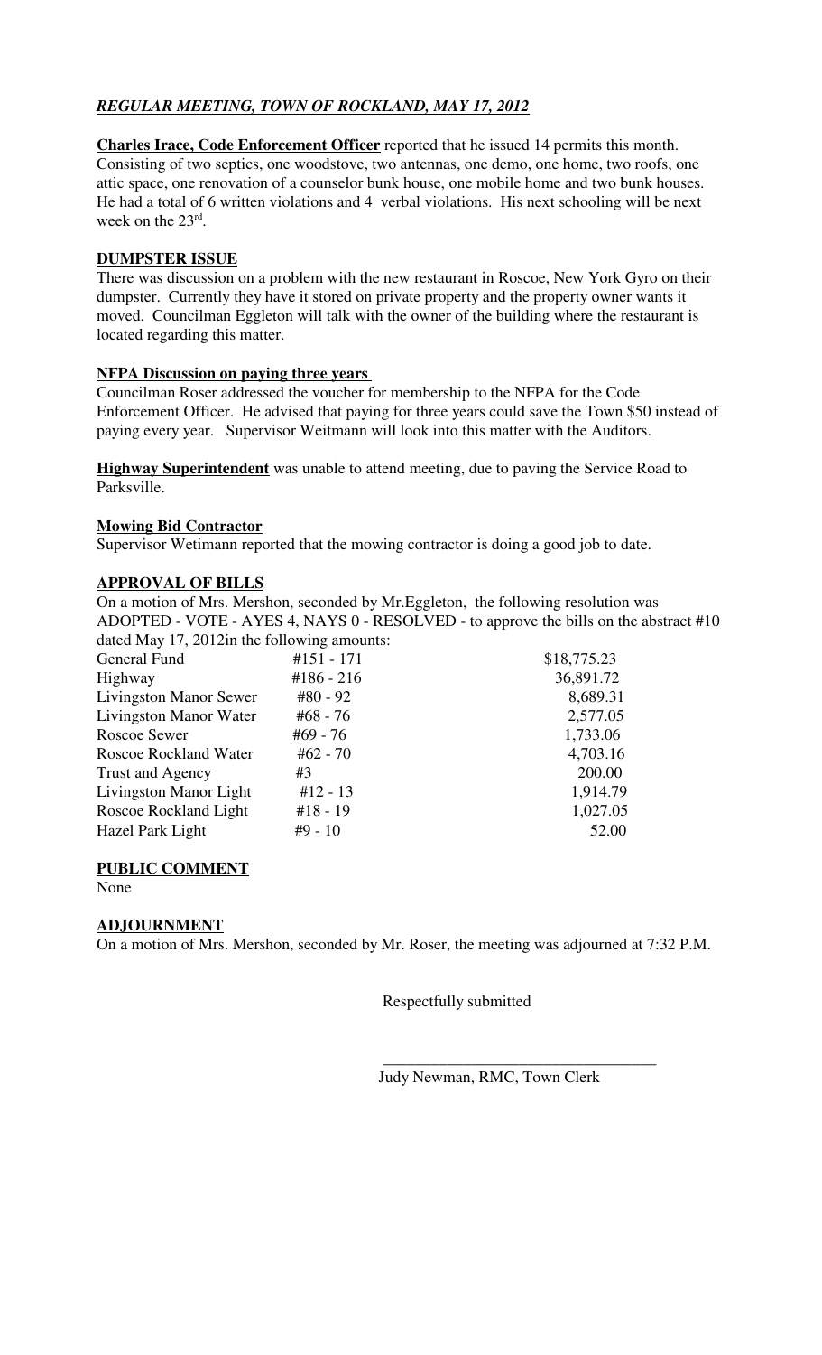## *REGULAR MEETING, TOWN OF ROCKLAND, MAY 17, 2012*

**Charles Irace, Code Enforcement Officer** reported that he issued 14 permits this month. Consisting of two septics, one woodstove, two antennas, one demo, one home, two roofs, one attic space, one renovation of a counselor bunk house, one mobile home and two bunk houses. He had a total of 6 written violations and 4 verbal violations. His next schooling will be next week on the 23rd.

**DUMPSTER ISSUE**

There was discussion on a problem with the new restaurant in Roscoe, New York Gyro on their dumpster. Currently they have it stored on private property and the property owner wants it moved. Councilman Eggleton will talk with the owner of the building where the restaurant is located regarding this matter.

**NFPA Discussion on paying three years**

Councilman Roser addressed the voucher for membership to the NFPA for the Code Enforcement Officer. He advised that paying for three years could save the Town $50 instead of paying every year. Supervisor Weitmann will look into this matter with the Auditors.

**Highway Superintendent** was unable to attend meeting, due to paving the Service Road to Parksville.

**Mowing Bid Contractor**

Supervisor Wetimann reported that the mowing contractor is doing a good job to date.

**APPROVAL OF BILLS**

On a motion of Mrs. Mershon, seconded by Mr.Eggleton, the following resolution was ADOPTED - VOTE - AYES 4, NAYS 0 - RESOLVED - to approve the bills on the abstract #10 dated May 17, 2012in the following amounts:

| | | |
|---|---|---|
| General Fund | #151 - 171 | $18,775.23 |
| Highway | #186 - 216 | 36,891.72 |
| Livingston Manor Sewer | #80 - 92 | 8,689.31 |
| Livingston Manor Water | #68 - 76 | 2,577.05 |
| Roscoe Sewer | #69 - 76 | 1,733.06 |
| Roscoe Rockland Water | #62 - 70 | 4,703.16 |
| Trust and Agency | #3 | 200.00 |
| Livingston Manor Light | #12 - 13 | 1,914.79 |
| Roscoe Rockland Light | #18 - 19 | 1,027.05 |
| Hazel Park Light | #9 - 10 | 52.00 |

**PUBLIC COMMENT**

None

**ADJOURNMENT**

On a motion of Mrs. Mershon, seconded by Mr. Roser, the meeting was adjourned at 7:32 P.M.

Respectfully submitted

\_\_\_\_\_\_\_\_\_\_\_\_\_\_\_\_\_\_\_\_\_\_\_\_\_\_\_\_\_\_\_\_\_\_

Judy Newman, RMC, Town Clerk